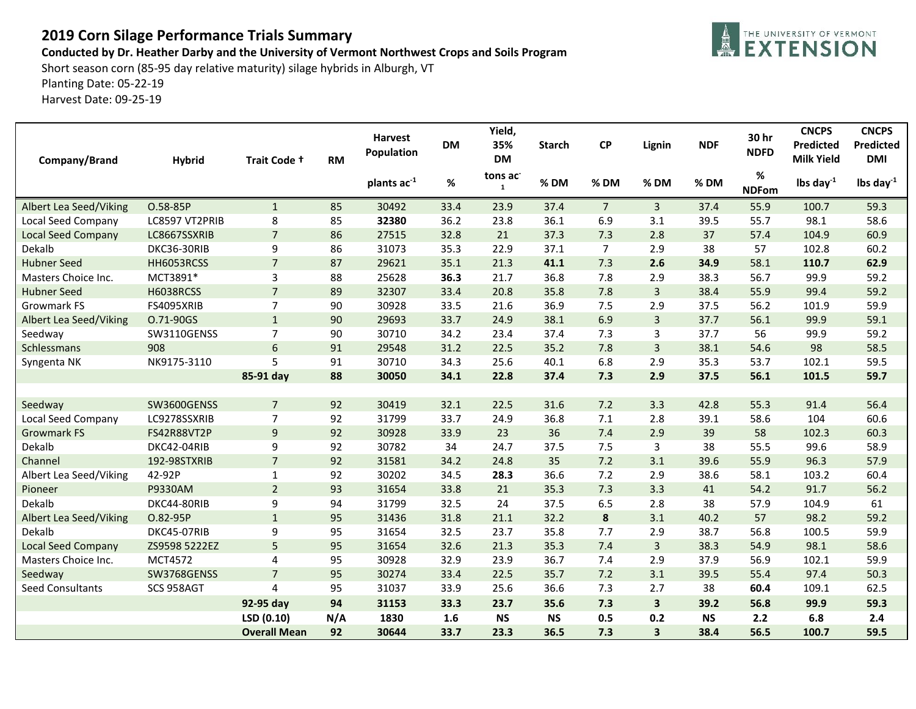# 2019 Corn Silage Performance Trials Summary

**Conducted by Dr. Heather Darby and the University of Vermont Northwest Crops and Soils Program**

Short season corn (85-95 day relative maturity) silage hybrids in Alburgh, VT

Planting Date: 05-22-19

Harvest Date: 09-25-19

| Company/Brand | Hybrid | Trait Code † | RM | Harvest Population | DM | Yield, 35% DM | Starch | CP | Lignin | NDF | 30 hr NDFD | CNCPS Predicted Milk Yield | CNCPS Predicted DMI |
|---|---|---|---|---|---|---|---|---|---|---|---|---|---|
| | | | | plants ac$^{-1}$ | % | tons ac$^{-1}$ | % DM | % DM | % DM | % DM | % NDFom | lbs day$^{-1}$ | lbs day$^{-1}$ |
| Albert Lea Seed/Viking | O.58-85P | 1 | 85 | 30492 | 33.4 | 23.9 | 37.4 | 7 | 3 | 37.4 | 55.9 | 100.7 | 59.3 |
| Local Seed Company | LC8597 VT2PRIB | 8 | 85 | **32380** | 36.2 | 23.8 | 36.1 | 6.9 | 3.1 | 39.5 | 55.7 | 98.1 | 58.6 |
| Local Seed Company | LC8667SSXRIB | 7 | 86 | 27515 | 32.8 | 21 | 37.3 | 7.3 | 2.8 | 37 | 57.4 | 104.9 | 60.9 |
| Dekalb | DKC36-30RIB | 9 | 86 | 31073 | 35.3 | 22.9 | 37.1 | 7 | 2.9 | 38 | 57 | 102.8 | 60.2 |
| Hubner Seed | HH6053RCSS | 7 | 87 | 29621 | 35.1 | 21.3 | **41.1** | 7.3 | **2.6** | **34.9** | 58.1 | **110.7** | **62.9** |
| Masters Choice Inc. | MCT3891* | 3 | 88 | 25628 | **36.3** | 21.7 | 36.8 | 7.8 | 2.9 | 38.3 | 56.7 | 99.9 | 59.2 |
| Hubner Seed | H6038RCSS | 7 | 89 | 32307 | 33.4 | 20.8 | 35.8 | 7.8 | 3 | 38.4 | 55.9 | 99.4 | 59.2 |
| Growmark FS | FS4095XRIB | 7 | 90 | 30928 | 33.5 | 21.6 | 36.9 | 7.5 | 2.9 | 37.5 | 56.2 | 101.9 | 59.9 |
| Albert Lea Seed/Viking | O.71-90GS | 1 | 90 | 29693 | 33.7 | 24.9 | 38.1 | 6.9 | 3 | 37.7 | 56.1 | 99.9 | 59.1 |
| Seedway | SW3110GENSS | 7 | 90 | 30710 | 34.2 | 23.4 | 37.4 | 7.3 | 3 | 37.7 | 56 | 99.9 | 59.2 |
| Schlessmans | 908 | 6 | 91 | 29548 | 31.2 | 22.5 | 35.2 | 7.8 | 3 | 38.1 | 54.6 | 98 | 58.5 |
| Syngenta NK | NK9175-3110 | 5 | 91 | 30710 | 34.3 | 25.6 | 40.1 | 6.8 | 2.9 | 35.3 | 53.7 | 102.1 | 59.5 |
| | | **85-91 day** | **88** | **30050** | **34.1** | **22.8** | **37.4** | **7.3** | **2.9** | **37.5** | **56.1** | **101.5** | **59.7** |
| Seedway | SW3600GENSS | 7 | 92 | 30419 | 32.1 | 22.5 | 31.6 | 7.2 | 3.3 | 42.8 | 55.3 | 91.4 | 56.4 |
| Local Seed Company | LC9278SSXRIB | 7 | 92 | 31799 | 33.7 | 24.9 | 36.8 | 7.1 | 2.8 | 39.1 | 58.6 | 104 | 60.6 |
| Growmark FS | FS42R88VT2P | 9 | 92 | 30928 | 33.9 | 23 | 36 | 7.4 | 2.9 | 39 | 58 | 102.3 | 60.3 |
| Dekalb | DKC42-04RIB | 9 | 92 | 30782 | 34 | 24.7 | 37.5 | 7.5 | 3 | 38 | 55.5 | 99.6 | 58.9 |
| Channel | 192-98STXRIB | 7 | 92 | 31581 | 34.2 | 24.8 | 35 | 7.2 | 3.1 | 39.6 | 55.9 | 96.3 | 57.9 |
| Albert Lea Seed/Viking | 42-92P | 1 | 92 | 30202 | 34.5 | **28.3** | 36.6 | 7.2 | 2.9 | 38.6 | 58.1 | 103.2 | 60.4 |
| Pioneer | P9330AM | 2 | 93 | 31654 | 33.8 | 21 | 35.3 | 7.3 | 3.3 | 41 | 54.2 | 91.7 | 56.2 |
| Dekalb | DKC44-80RIB | 9 | 94 | 31799 | 32.5 | 24 | 37.5 | 6.5 | 2.8 | 38 | 57.9 | 104.9 | 61 |
| Albert Lea Seed/Viking | O.82-95P | 1 | 95 | 31436 | 31.8 | 21.1 | 32.2 | **8** | 3.1 | 40.2 | 57 | 98.2 | 59.2 |
| Dekalb | DKC45-07RIB | 9 | 95 | 31654 | 32.5 | 23.7 | 35.8 | 7.7 | 2.9 | 38.7 | 56.8 | 100.5 | 59.9 |
| Local Seed Company | ZS9598 5222EZ | 5 | 95 | 31654 | 32.6 | 21.3 | 35.3 | 7.4 | 3 | 38.3 | 54.9 | 98.1 | 58.6 |
| Masters Choice Inc. | MCT4572 | 4 | 95 | 30928 | 32.9 | 23.9 | 36.7 | 7.4 | 2.9 | 37.9 | 56.9 | 102.1 | 59.9 |
| Seedway | SW3768GENSS | 7 | 95 | 30274 | 33.4 | 22.5 | 35.7 | 7.2 | 3.1 | 39.5 | 55.4 | 97.4 | 50.3 |
| Seed Consultants | SCS 958AGT | 4 | 95 | 31037 | 33.9 | 25.6 | 36.6 | 7.3 | 2.7 | 38 | **60.4** | 109.1 | 62.5 |
| | | **92-95 day** | **94** | **31153** | **33.3** | **23.7** | **35.6** | **7.3** | **3** | **39.2** | **56.8** | **99.9** | **59.3** |
| | | **LSD (0.10)** | **N/A** | **1830** | **1.6** | **NS** | **NS** | **0.5** | **0.2** | **NS** | **2.2** | **6.8** | **2.4** |
| | | **Overall Mean** | **92** | **30644** | **33.7** | **23.3** | **36.5** | **7.3** | **3** | **38.4** | **56.5** | **100.7** | **59.5** |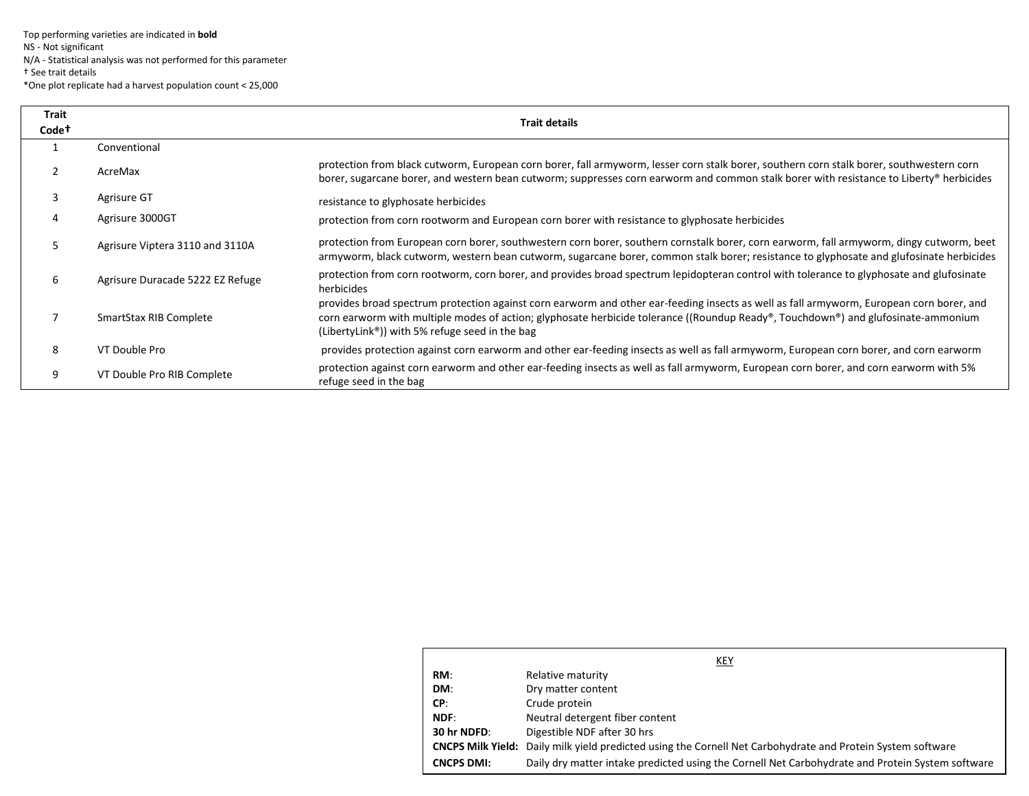Top performing varieties are indicated in **bold**
NS - Not significant
N/A - Statistical analysis was not performed for this parameter
† See trait details
*One plot replicate had a harvest population count < 25,000

| Trait Code† | | Trait details |
|---|---|---|
| 1 | Conventional | |
| 2 | AcreMax | protection from black cutworm, European corn borer, fall armyworm, lesser corn stalk borer, southern corn stalk borer, southwestern corn borer, sugarcane borer, and western bean cutworm; suppresses corn earworm and common stalk borer with resistance to Liberty® herbicides |
| 3 | Agrisure GT | resistance to glyphosate herbicides |
| 4 | Agrisure 3000GT | protection from corn rootworm and European corn borer with resistance to glyphosate herbicides |
| 5 | Agrisure Viptera 3110 and 3110A | protection from European corn borer, southwestern corn borer, southern cornstalk borer, corn earworm, fall armyworm, dingy cutworm, beet armyworm, black cutworm, western bean cutworm, sugarcane borer, common stalk borer; resistance to glyphosate and glufosinate herbicides |
| 6 | Agrisure Duracade 5222 EZ Refuge | protection from corn rootworm, corn borer, and provides broad spectrum lepidopteran control with tolerance to glyphosate and glufosinate herbicides |
| 7 | SmartStax RIB Complete | provides broad spectrum protection against corn earworm and other ear-feeding insects as well as fall armyworm, European corn borer, and corn earworm with multiple modes of action; glyphosate herbicide tolerance ((Roundup Ready®, Touchdown®) and glufosinate-ammonium (LibertyLink®)) with 5% refuge seed in the bag |
| 8 | VT Double Pro | provides protection against corn earworm and other ear-feeding insects as well as fall armyworm, European corn borer, and corn earworm |
| 9 | VT Double Pro RIB Complete | protection against corn earworm and other ear-feeding insects as well as fall armyworm, European corn borer, and corn earworm with 5% refuge seed in the bag |

| KEY | |
|---|---|
| **RM**: | Relative maturity |
| **DM**: | Dry matter content |
| **CP**: | Crude protein |
| **NDF**: | Neutral detergent fiber content |
| **30 hr NDFD**: | Digestible NDF after 30 hrs |
| **CNCPS Milk Yield:** | Daily milk yield predicted using the Cornell Net Carbohydrate and Protein System software |
| **CNCPS DMI:** | Daily dry matter intake predicted using the Cornell Net Carbohydrate and Protein System software |